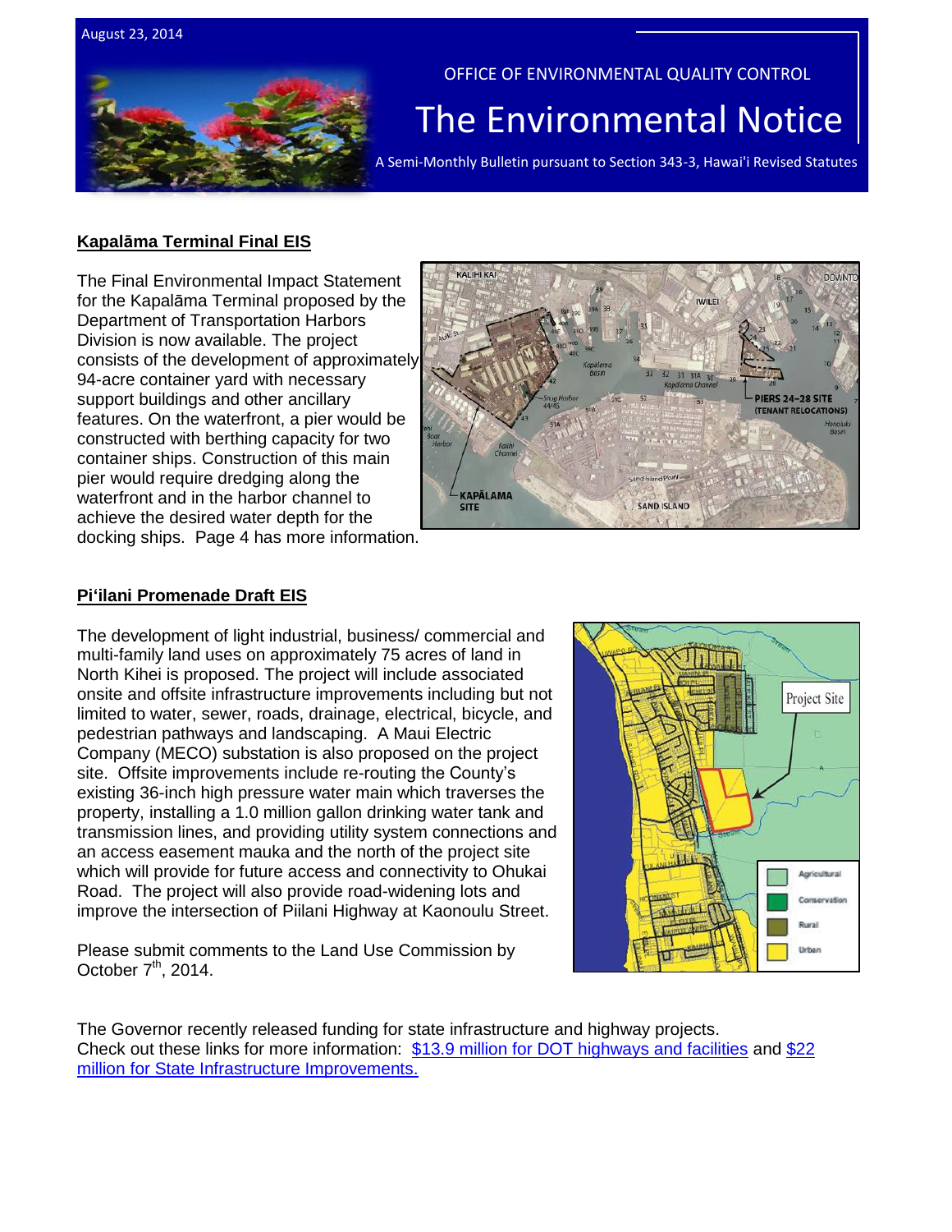August 23, 2014

OFFICE OF ENVIRONMENTAL QUALITY CONTROL

# The Environmental Notice

A Semi-Monthly Bulletin pursuant to Section 343-3, Hawai'i Revised Statutes

## Kapalāma Terminal Final EIS

The Final Environmental Impact Statement for the Kapalāma Terminal proposed by the Department of Transportation Harbors Division is now available. The project consists of the development of approximately 94-acre container yard with necessary support buildings and other ancillary features. On the waterfront, a pier would be constructed with berthing capacity for two container ships. Construction of this main pier would require dredging along the waterfront and in the harbor channel to achieve the desired water depth for the docking ships. Page 4 has more information.

## Pi'ilani Promenade Draft EIS

The development of light industrial, business/ commercial and multi-family land uses on approximately 75 acres of land in North Kihei is proposed. The project will include associated onsite and offsite infrastructure improvements including but not limited to water, sewer, roads, drainage, electrical, bicycle, and pedestrian pathways and landscaping. A Maui Electric Company (MECO) substation is also proposed on the project site. Offsite improvements include re-routing the County's existing 36-inch high pressure water main which traverses the property, installing a 1.0 million gallon drinking water tank and transmission lines, and providing utility system connections and an access easement mauka and the north of the project site which will provide for future access and connectivity to Ohukai Road. The project will also provide road-widening lots and improve the intersection of Piilani Highway at Kaonoulu Street.

Please submit comments to the Land Use Commission by October 7th, 2014.

The Governor recently released funding for state infrastructure and highway projects. Check out these links for more information: [$13.9 million for DOT highways and facilities] and [$22 million for State Infrastructure Improvements.]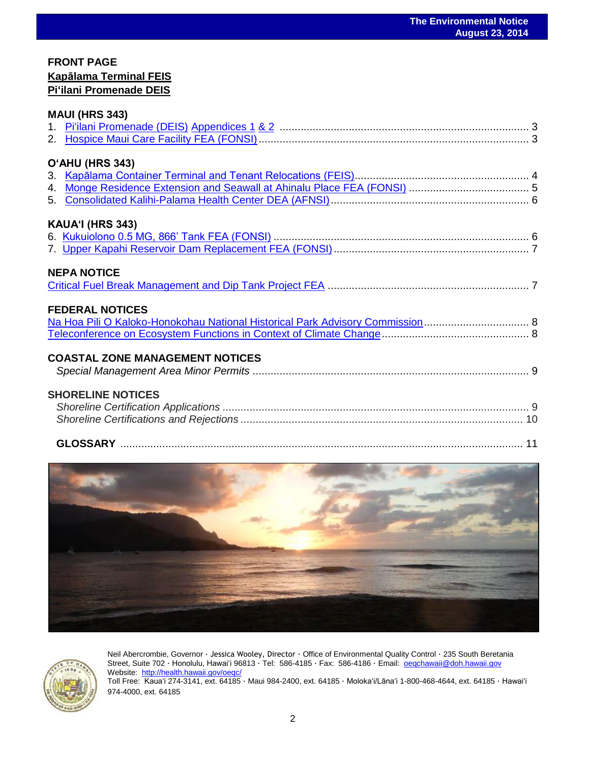## FRONT PAGE

**Kapālama Terminal FEIS**

**Pi'ilani Promenade DEIS**

## MAUI (HRS 343)

1. Pi'ilani Promenade (DEIS) Appendices 1 & 2 .......... 3
2. Hospice Maui Care Facility FEA (FONSI) .......... 3

## O'AHU (HRS 343)

3. Kapālama Container Terminal and Tenant Relocations (FEIS) .......... 4
4. Monge Residence Extension and Seawall at Ahinalu Place FEA (FONSI) .......... 5
5. Consolidated Kalihi-Palama Health Center DEA (AFNSI) .......... 6

## KAUA'I (HRS 343)

6. Kukuiolono 0.5 MG, 866' Tank FEA (FONSI) .......... 6
7. Upper Kapahi Reservoir Dam Replacement FEA (FONSI) .......... 7

## NEPA NOTICE

Critical Fuel Break Management and Dip Tank Project FEA .......... 7

## FEDERAL NOTICES

Na Hoa Pili O Kaloko-Honokohau National Historical Park Advisory Commission .......... 8

Teleconference on Ecosystem Functions in Context of Climate Change .......... 8

## COASTAL ZONE MANAGEMENT NOTICES

*Special Management Area Minor Permits* .......... 9

## SHORELINE NOTICES

*Shoreline Certification Applications* .......... 9

*Shoreline Certifications and Rejections* .......... 10

## GLOSSARY .......... 11

Neil Abercrombie, Governor · Jessica Wooley, Director · Office of Environmental Quality Control · 235 South Beretania Street, Suite 702 · Honolulu, Hawai'i 96813 · Tel: 586-4185 · Fax: 586-4186 · Email: oeqchawaii@doh.hawaii.gov
Website: http://health.hawaii.gov/oeqc/
Toll Free: Kaua'i 274-3141, ext. 64185 · Maui 984-2400, ext. 64185 · Moloka'i/Lāna'i 1-800-468-4644, ext. 64185 · Hawai'i 974-4000, ext. 64185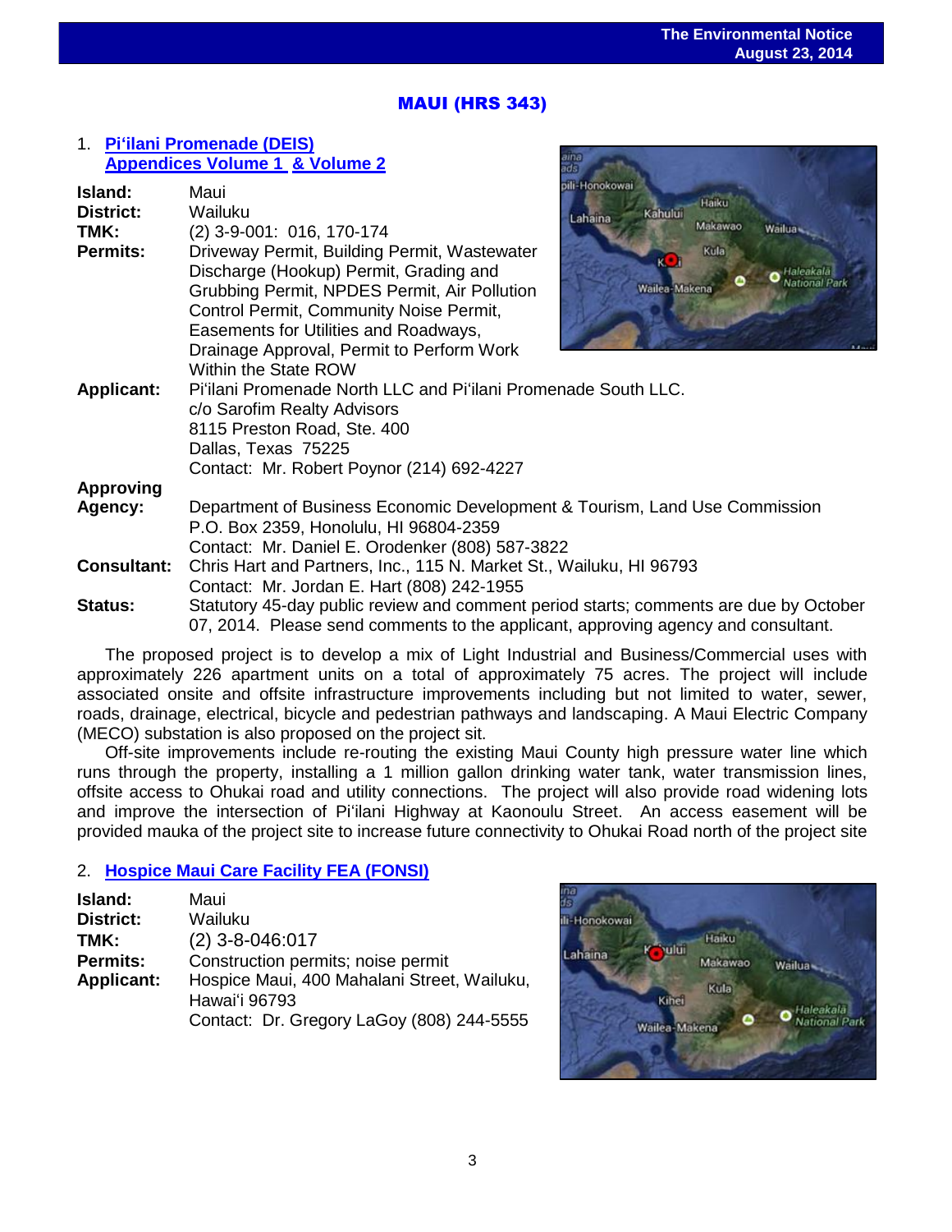## MAUI (HRS 343)

1. **Pi'ilani Promenade (DEIS)**
   **Appendices Volume 1 & Volume 2**

**Island:** Maui
**District:** Wailuku
**TMK:** (2) 3-9-001: 016, 170-174
**Permits:** Driveway Permit, Building Permit, Wastewater Discharge (Hookup) Permit, Grading and Grubbing Permit, NPDES Permit, Air Pollution Control Permit, Community Noise Permit, Easements for Utilities and Roadways, Drainage Approval, Permit to Perform Work Within the State ROW
**Applicant:** Pi'ilani Promenade North LLC and Pi'ilani Promenade South LLC.
c/o Sarofim Realty Advisors
8115 Preston Road, Ste. 400
Dallas, Texas 75225
Contact: Mr. Robert Poynor (214) 692-4227
**Approving Agency:** Department of Business Economic Development & Tourism, Land Use Commission
P.O. Box 2359, Honolulu, HI 96804-2359
Contact: Mr. Daniel E. Orodenker (808) 587-3822
**Consultant:** Chris Hart and Partners, Inc., 115 N. Market St., Wailuku, HI 96793
Contact: Mr. Jordan E. Hart (808) 242-1955
**Status:** Statutory 45-day public review and comment period starts; comments are due by October 07, 2014. Please send comments to the applicant, approving agency and consultant.

The proposed project is to develop a mix of Light Industrial and Business/Commercial uses with approximately 226 apartment units on a total of approximately 75 acres. The project will include associated onsite and offsite infrastructure improvements including but not limited to water, sewer, roads, drainage, electrical, bicycle and pedestrian pathways and landscaping. A Maui Electric Company (MECO) substation is also proposed on the project sit.

Off-site improvements include re-routing the existing Maui County high pressure water line which runs through the property, installing a 1 million gallon drinking water tank, water transmission lines, offsite access to Ohukai road and utility connections. The project will also provide road widening lots and improve the intersection of Pi'ilani Highway at Kaonoulu Street. An access easement will be provided mauka of the project site to increase future connectivity to Ohukai Road north of the project site

2. **Hospice Maui Care Facility FEA (FONSI)**

**Island:** Maui
**District:** Wailuku
**TMK:** (2) 3-8-046:017
**Permits:** Construction permits; noise permit
**Applicant:** Hospice Maui, 400 Mahalani Street, Wailuku, Hawai'i 96793
Contact: Dr. Gregory LaGoy (808) 244-5555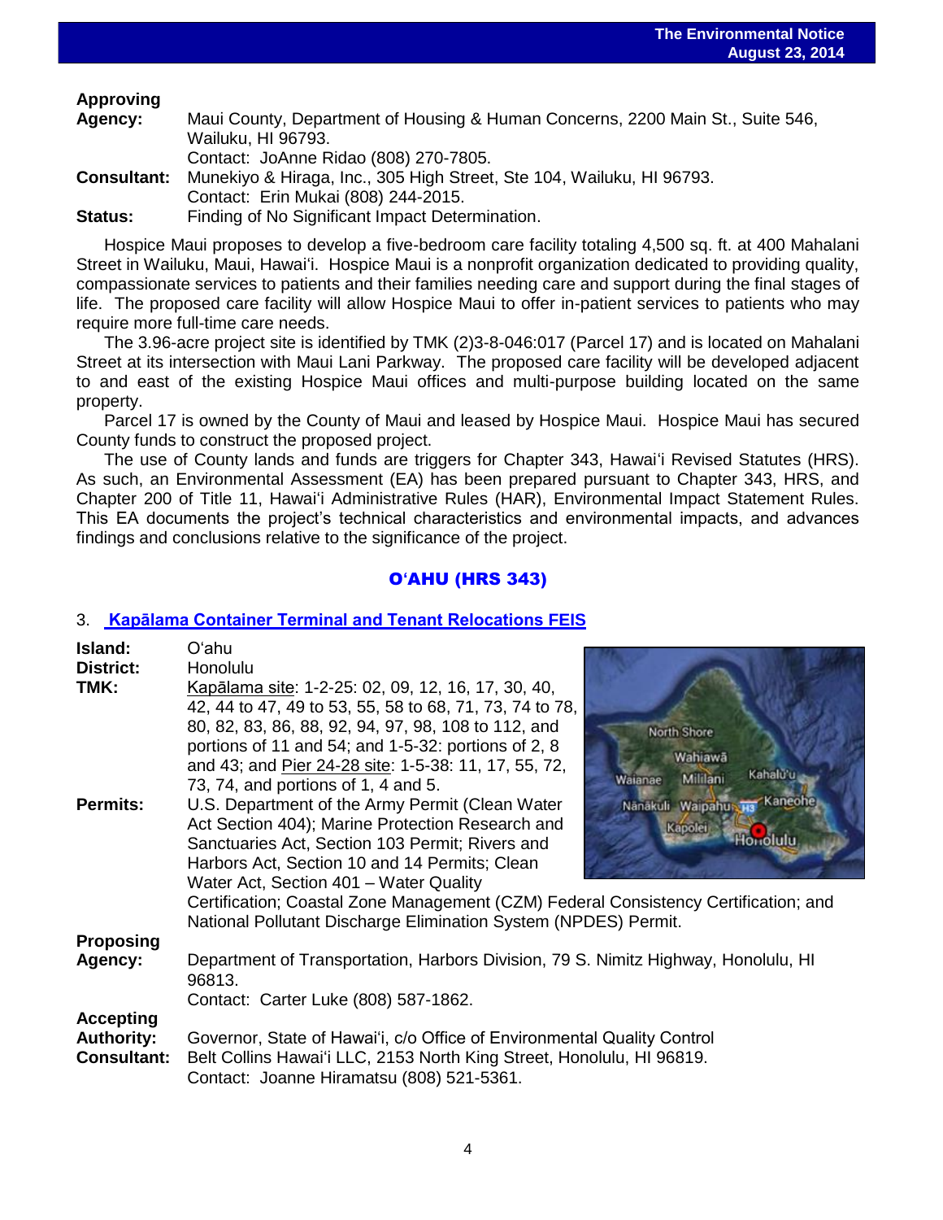**Approving Agency:** Maui County, Department of Housing & Human Concerns, 2200 Main St., Suite 546, Wailuku, HI 96793.
Contact: JoAnne Ridao (808) 270-7805.

**Consultant:** Munekiyo & Hiraga, Inc., 305 High Street, Ste 104, Wailuku, HI 96793.
Contact: Erin Mukai (808) 244-2015.

**Status:** Finding of No Significant Impact Determination.

Hospice Maui proposes to develop a five-bedroom care facility totaling 4,500 sq. ft. at 400 Mahalani Street in Wailuku, Maui, Hawaiʻi. Hospice Maui is a nonprofit organization dedicated to providing quality, compassionate services to patients and their families needing care and support during the final stages of life. The proposed care facility will allow Hospice Maui to offer in-patient services to patients who may require more full-time care needs.

The 3.96-acre project site is identified by TMK (2)3-8-046:017 (Parcel 17) and is located on Mahalani Street at its intersection with Maui Lani Parkway. The proposed care facility will be developed adjacent to and east of the existing Hospice Maui offices and multi-purpose building located on the same property.

Parcel 17 is owned by the County of Maui and leased by Hospice Maui. Hospice Maui has secured County funds to construct the proposed project.

The use of County lands and funds are triggers for Chapter 343, Hawaiʻi Revised Statutes (HRS). As such, an Environmental Assessment (EA) has been prepared pursuant to Chapter 343, HRS, and Chapter 200 of Title 11, Hawaiʻi Administrative Rules (HAR), Environmental Impact Statement Rules. This EA documents the project's technical characteristics and environmental impacts, and advances findings and conclusions relative to the significance of the project.

## OʻAHU (HRS 343)

### 3. Kapālama Container Terminal and Tenant Relocations FEIS

**Island:** Oʻahu

**District:** Honolulu

**TMK:** Kapālama site: 1-2-25: 02, 09, 12, 16, 17, 30, 40, 42, 44 to 47, 49 to 53, 55, 58 to 68, 71, 73, 74 to 78, 80, 82, 83, 86, 88, 92, 94, 97, 98, 108 to 112, and portions of 11 and 54; and 1-5-32: portions of 2, 8 and 43; and Pier 24-28 site: 1-5-38: 11, 17, 55, 72, 73, 74, and portions of 1, 4 and 5.

**Permits:** U.S. Department of the Army Permit (Clean Water Act Section 404); Marine Protection Research and Sanctuaries Act, Section 103 Permit; Rivers and Harbors Act, Section 10 and 14 Permits; Clean Water Act, Section 401 – Water Quality Certification; Coastal Zone Management (CZM) Federal Consistency Certification; and National Pollutant Discharge Elimination System (NPDES) Permit.

**Proposing Agency:** Department of Transportation, Harbors Division, 79 S. Nimitz Highway, Honolulu, HI 96813.
Contact: Carter Luke (808) 587-1862.

**Accepting Authority:** Governor, State of Hawaiʻi, c/o Office of Environmental Quality Control

**Consultant:** Belt Collins Hawaiʻi LLC, 2153 North King Street, Honolulu, HI 96819.
Contact: Joanne Hiramatsu (808) 521-5361.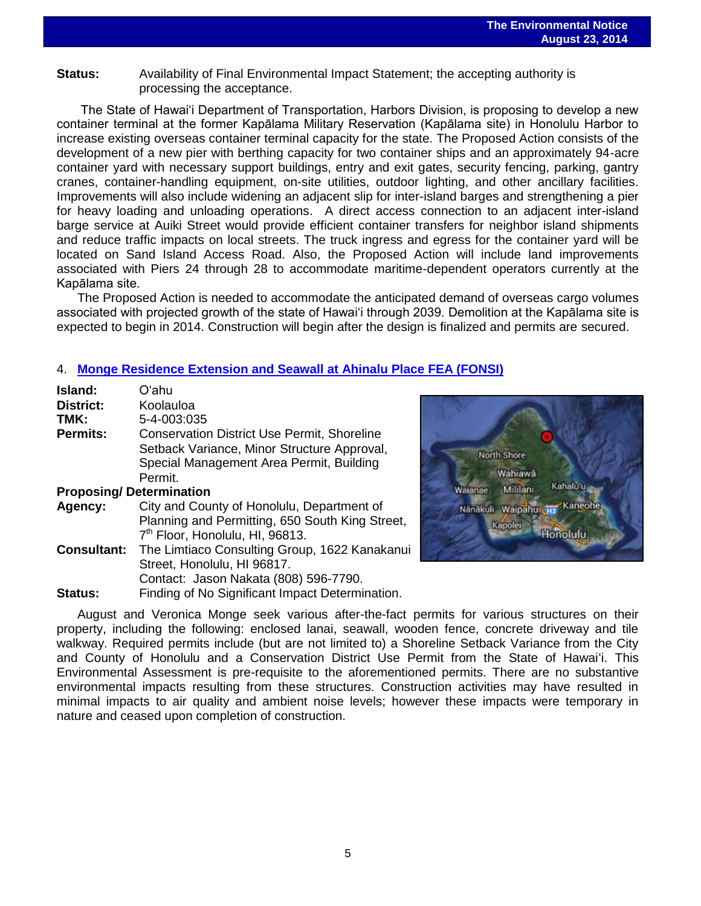**Status:** Availability of Final Environmental Impact Statement; the accepting authority is processing the acceptance.

The State of Hawaiʻi Department of Transportation, Harbors Division, is proposing to develop a new container terminal at the former Kapālama Military Reservation (Kapālama site) in Honolulu Harbor to increase existing overseas container terminal capacity for the state. The Proposed Action consists of the development of a new pier with berthing capacity for two container ships and an approximately 94-acre container yard with necessary support buildings, entry and exit gates, security fencing, parking, gantry cranes, container-handling equipment, on-site utilities, outdoor lighting, and other ancillary facilities. Improvements will also include widening an adjacent slip for inter-island barges and strengthening a pier for heavy loading and unloading operations. A direct access connection to an adjacent inter-island barge service at Auiki Street would provide efficient container transfers for neighbor island shipments and reduce traffic impacts on local streets. The truck ingress and egress for the container yard will be located on Sand Island Access Road. Also, the Proposed Action will include land improvements associated with Piers 24 through 28 to accommodate maritime-dependent operators currently at the Kapālama site.

The Proposed Action is needed to accommodate the anticipated demand of overseas cargo volumes associated with projected growth of the state of Hawaiʻi through 2039. Demolition at the Kapālama site is expected to begin in 2014. Construction will begin after the design is finalized and permits are secured.

## 4. Monge Residence Extension and Seawall at Ahinalu Place FEA (FONSI)

**Island:** Oʻahu
**District:** Koolauloa
**TMK:** 5-4-003:035
**Permits:** Conservation District Use Permit, Shoreline Setback Variance, Minor Structure Approval, Special Management Area Permit, Building Permit.
**Proposing/ Determination Agency:** City and County of Honolulu, Department of Planning and Permitting, 650 South King Street, 7th Floor, Honolulu, HI, 96813.
**Consultant:** The Limtiaco Consulting Group, 1622 Kanakanui Street, Honolulu, HI 96817. Contact: Jason Nakata (808) 596-7790.
**Status:** Finding of No Significant Impact Determination.

August and Veronica Monge seek various after-the-fact permits for various structures on their property, including the following: enclosed lanai, seawall, wooden fence, concrete driveway and tile walkway. Required permits include (but are not limited to) a Shoreline Setback Variance from the City and County of Honolulu and a Conservation District Use Permit from the State of Hawaiʻi. This Environmental Assessment is pre-requisite to the aforementioned permits. There are no substantive environmental impacts resulting from these structures. Construction activities may have resulted in minimal impacts to air quality and ambient noise levels; however these impacts were temporary in nature and ceased upon completion of construction.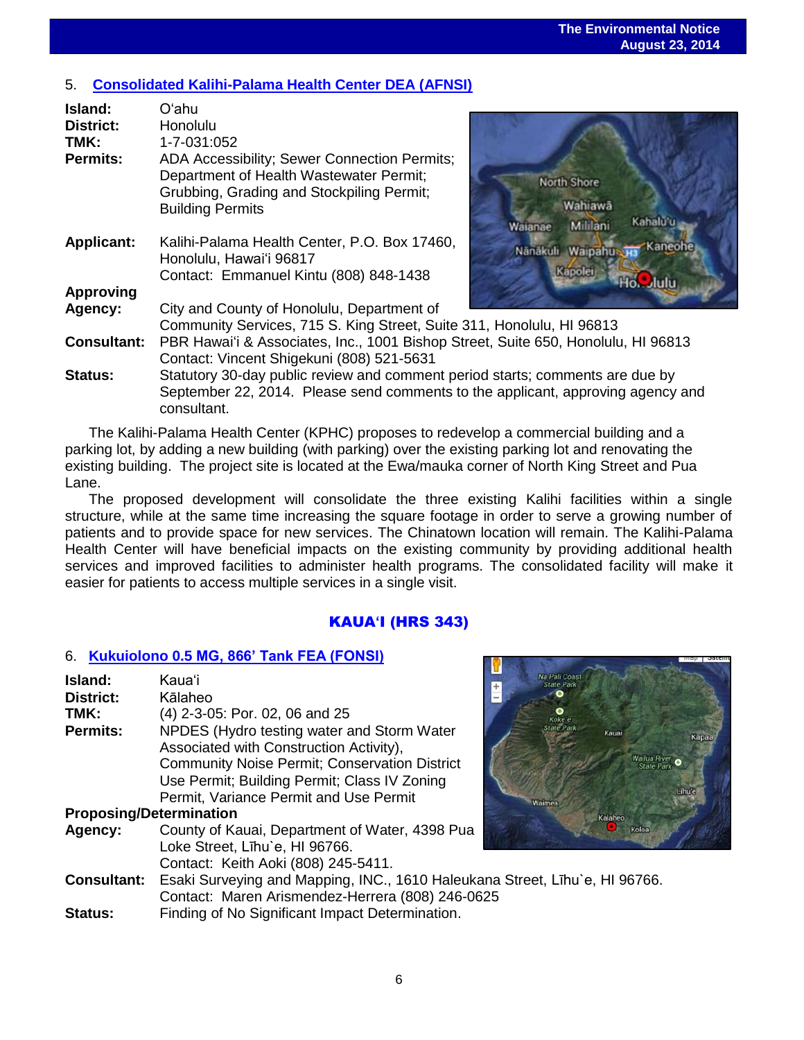## 5. Consolidated Kalihi-Palama Health Center DEA (AFNSI)

**Island:** Oʻahu

**District:** Honolulu

**TMK:** 1-7-031:052

**Permits:** ADA Accessibility; Sewer Connection Permits; Department of Health Wastewater Permit; Grubbing, Grading and Stockpiling Permit; Building Permits

**Applicant:** Kalihi-Palama Health Center, P.O. Box 17460, Honolulu, Hawaiʻi 96817
Contact: Emmanuel Kintu (808) 848-1438

**Approving Agency:** City and County of Honolulu, Department of Community Services, 715 S. King Street, Suite 311, Honolulu, HI 96813

**Consultant:** PBR Hawaiʻi & Associates, Inc., 1001 Bishop Street, Suite 650, Honolulu, HI 96813
Contact: Vincent Shigekuni (808) 521-5631

**Status:** Statutory 30-day public review and comment period starts; comments are due by September 22, 2014. Please send comments to the applicant, approving agency and consultant.

The Kalihi-Palama Health Center (KPHC) proposes to redevelop a commercial building and a parking lot, by adding a new building (with parking) over the existing parking lot and renovating the existing building. The project site is located at the Ewa/mauka corner of North King Street and Pua Lane.

The proposed development will consolidate the three existing Kalihi facilities within a single structure, while at the same time increasing the square footage in order to serve a growing number of patients and to provide space for new services. The Chinatown location will remain. The Kalihi-Palama Health Center will have beneficial impacts on the existing community by providing additional health services and improved facilities to administer health programs. The consolidated facility will make it easier for patients to access multiple services in a single visit.

# KAUAʻI (HRS 343)

## 6. Kukuiolono 0.5 MG, 866' Tank FEA (FONSI)

**Island:** Kauaʻi

**District:** Kālaheo

**TMK:** (4) 2-3-05: Por. 02, 06 and 25

**Permits:** NPDES (Hydro testing water and Storm Water Associated with Construction Activity), Community Noise Permit; Conservation District Use Permit; Building Permit; Class IV Zoning Permit, Variance Permit and Use Permit

**Proposing/Determination Agency:** County of Kauai, Department of Water, 4398 Pua Loke Street, Līhu`e, HI 96766.
Contact: Keith Aoki (808) 245-5411.

**Consultant:** Esaki Surveying and Mapping, INC., 1610 Haleukana Street, Līhu`e, HI 96766.
Contact: Maren Arismendez-Herrera (808) 246-0625

**Status:** Finding of No Significant Impact Determination.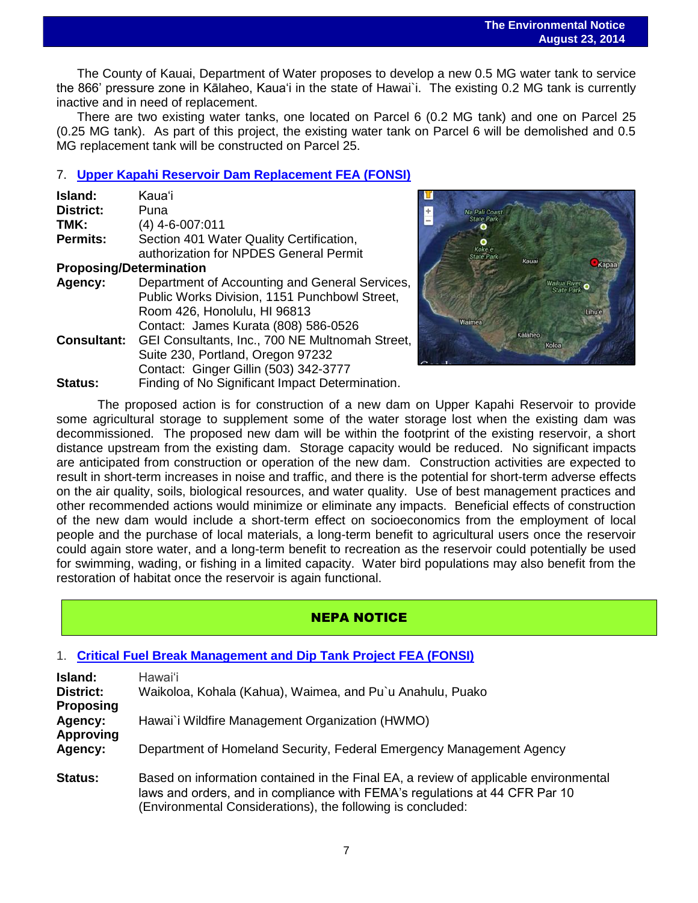The County of Kauai, Department of Water proposes to develop a new 0.5 MG water tank to service the 866' pressure zone in Kālaheo, Kaua'i in the state of Hawai`i. The existing 0.2 MG tank is currently inactive and in need of replacement.

There are two existing water tanks, one located on Parcel 6 (0.2 MG tank) and one on Parcel 25 (0.25 MG tank). As part of this project, the existing water tank on Parcel 6 will be demolished and 0.5 MG replacement tank will be constructed on Parcel 25.

## 7. Upper Kapahi Reservoir Dam Replacement FEA (FONSI)

**Island:** Kaua'i
**District:** Puna
**TMK:** (4) 4-6-007:011
**Permits:** Section 401 Water Quality Certification, authorization for NPDES General Permit

**Proposing/Determination Agency:** Department of Accounting and General Services, Public Works Division, 1151 Punchbowl Street, Room 426, Honolulu, HI 96813
Contact: James Kurata (808) 586-0526

**Consultant:** GEI Consultants, Inc., 700 NE Multnomah Street, Suite 230, Portland, Oregon 97232
Contact: Ginger Gillin (503) 342-3777

**Status:** Finding of No Significant Impact Determination.

The proposed action is for construction of a new dam on Upper Kapahi Reservoir to provide some agricultural storage to supplement some of the water storage lost when the existing dam was decommissioned. The proposed new dam will be within the footprint of the existing reservoir, a short distance upstream from the existing dam. Storage capacity would be reduced. No significant impacts are anticipated from construction or operation of the new dam. Construction activities are expected to result in short-term increases in noise and traffic, and there is the potential for short-term adverse effects on the air quality, soils, biological resources, and water quality. Use of best management practices and other recommended actions would minimize or eliminate any impacts. Beneficial effects of construction of the new dam would include a short-term effect on socioeconomics from the employment of local people and the purchase of local materials, a long-term benefit to agricultural users once the reservoir could again store water, and a long-term benefit to recreation as the reservoir could potentially be used for swimming, wading, or fishing in a limited capacity. Water bird populations may also benefit from the restoration of habitat once the reservoir is again functional.

# NEPA NOTICE

## 1. Critical Fuel Break Management and Dip Tank Project FEA (FONSI)

**Island:** Hawai'i
**District:** Waikoloa, Kohala (Kahua), Waimea, and Pu`u Anahulu, Puako
**Proposing Agency:** Hawai`i Wildfire Management Organization (HWMO)
**Approving Agency:** Department of Homeland Security, Federal Emergency Management Agency

**Status:** Based on information contained in the Final EA, a review of applicable environmental laws and orders, and in compliance with FEMA's regulations at 44 CFR Par 10 (Environmental Considerations), the following is concluded: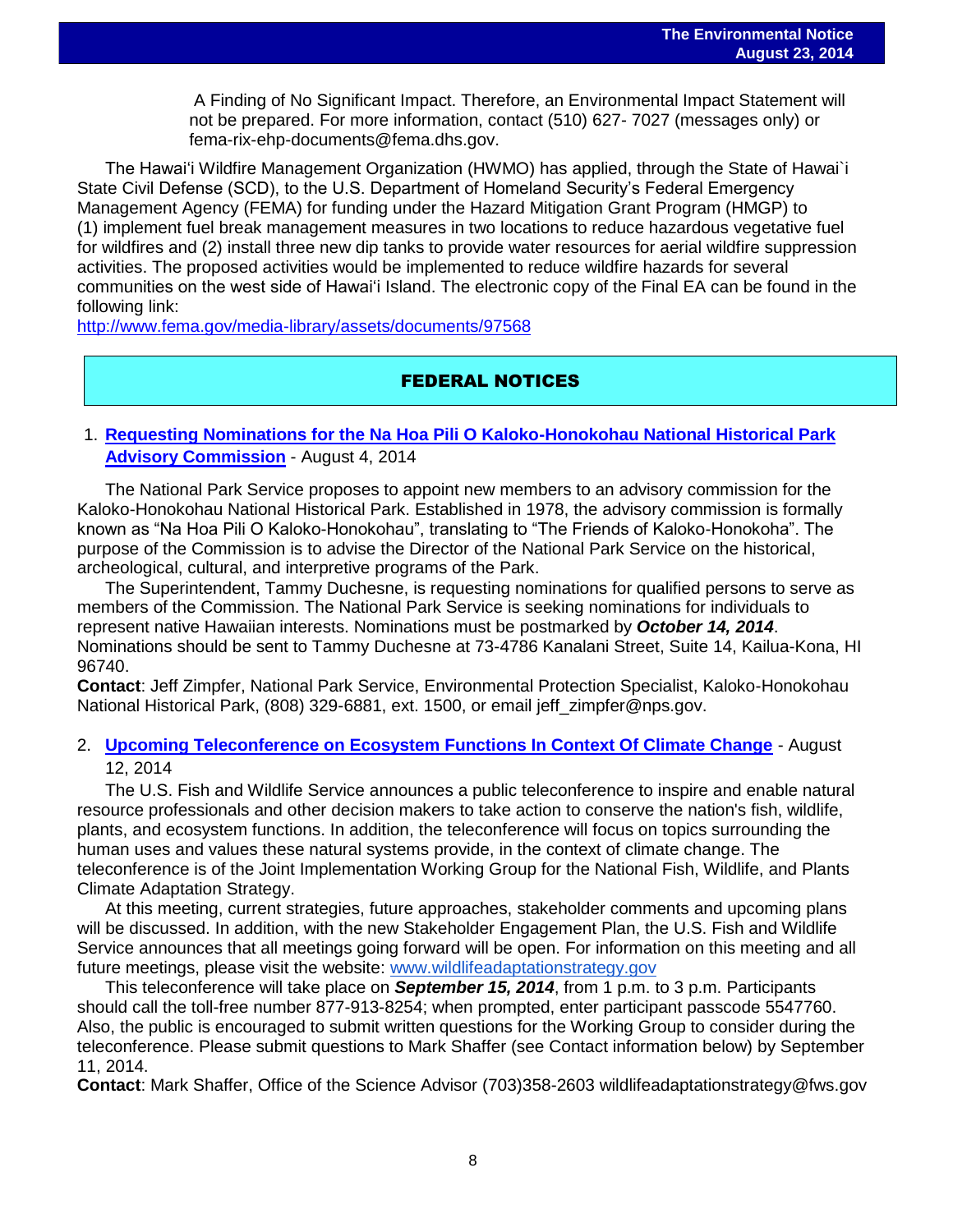A Finding of No Significant Impact. Therefore, an Environmental Impact Statement will not be prepared. For more information, contact (510) 627- 7027 (messages only) or fema-rix-ehp-documents@fema.dhs.gov.

The Hawaiʻi Wildfire Management Organization (HWMO) has applied, through the State of Hawai`i State Civil Defense (SCD), to the U.S. Department of Homeland Security's Federal Emergency Management Agency (FEMA) for funding under the Hazard Mitigation Grant Program (HMGP) to (1) implement fuel break management measures in two locations to reduce hazardous vegetative fuel for wildfires and (2) install three new dip tanks to provide water resources for aerial wildfire suppression activities. The proposed activities would be implemented to reduce wildfire hazards for several communities on the west side of Hawaiʻi Island. The electronic copy of the Final EA can be found in the following link:
http://www.fema.gov/media-library/assets/documents/97568

## FEDERAL NOTICES

1. **Requesting Nominations for the Na Hoa Pili O Kaloko-Honokohau National Historical Park Advisory Commission** - August 4, 2014

The National Park Service proposes to appoint new members to an advisory commission for the Kaloko-Honokohau National Historical Park. Established in 1978, the advisory commission is formally known as "Na Hoa Pili O Kaloko-Honokohau", translating to "The Friends of Kaloko-Honokoha". The purpose of the Commission is to advise the Director of the National Park Service on the historical, archeological, cultural, and interpretive programs of the Park.

The Superintendent, Tammy Duchesne, is requesting nominations for qualified persons to serve as members of the Commission. The National Park Service is seeking nominations for individuals to represent native Hawaiian interests. Nominations must be postmarked by ***October 14, 2014***. Nominations should be sent to Tammy Duchesne at 73-4786 Kanalani Street, Suite 14, Kailua-Kona, HI 96740.

**Contact**: Jeff Zimpfer, National Park Service, Environmental Protection Specialist, Kaloko-Honokohau National Historical Park, (808) 329-6881, ext. 1500, or email jeff_zimpfer@nps.gov.

2. **Upcoming Teleconference on Ecosystem Functions In Context Of Climate Change** - August 12, 2014

The U.S. Fish and Wildlife Service announces a public teleconference to inspire and enable natural resource professionals and other decision makers to take action to conserve the nation's fish, wildlife, plants, and ecosystem functions. In addition, the teleconference will focus on topics surrounding the human uses and values these natural systems provide, in the context of climate change. The teleconference is of the Joint Implementation Working Group for the National Fish, Wildlife, and Plants Climate Adaptation Strategy.

At this meeting, current strategies, future approaches, stakeholder comments and upcoming plans will be discussed. In addition, with the new Stakeholder Engagement Plan, the U.S. Fish and Wildlife Service announces that all meetings going forward will be open. For information on this meeting and all future meetings, please visit the website: www.wildlifeadaptationstrategy.gov

This teleconference will take place on ***September 15, 2014***, from 1 p.m. to 3 p.m. Participants should call the toll-free number 877-913-8254; when prompted, enter participant passcode 5547760. Also, the public is encouraged to submit written questions for the Working Group to consider during the teleconference. Please submit questions to Mark Shaffer (see Contact information below) by September 11, 2014.

**Contact**: Mark Shaffer, Office of the Science Advisor (703)358-2603 wildlifeadaptationstrategy@fws.gov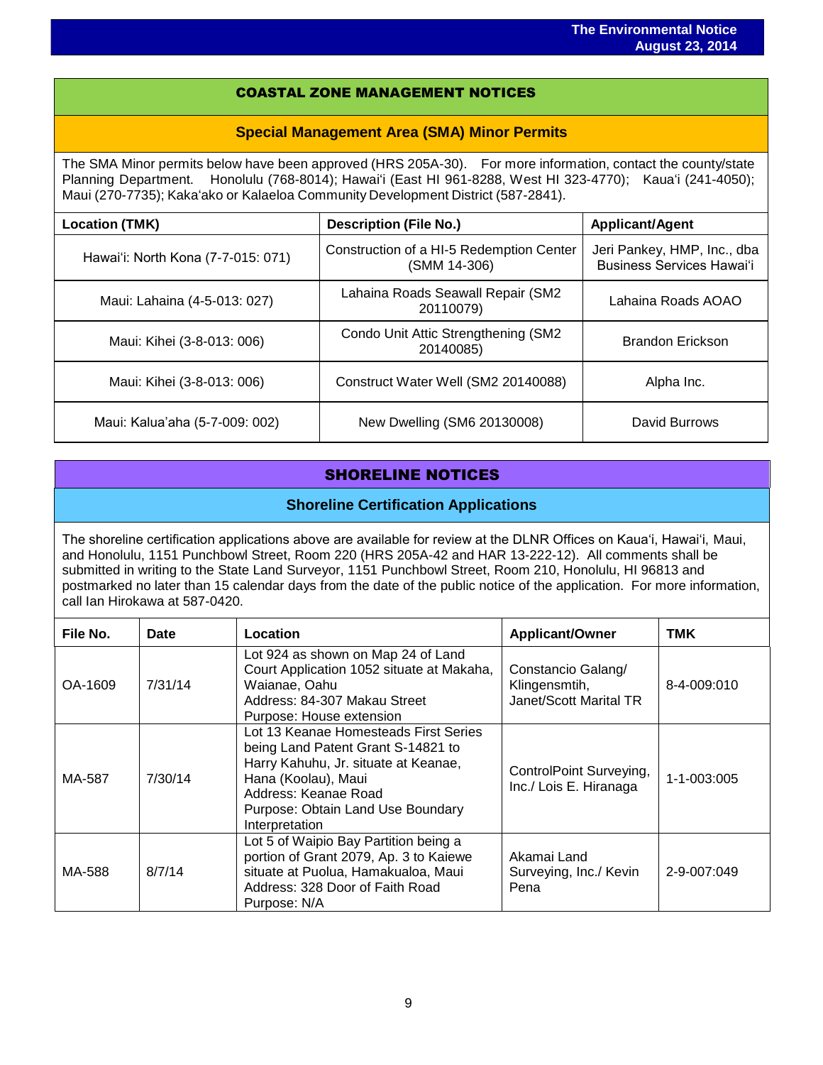## COASTAL ZONE MANAGEMENT NOTICES

### Special Management Area (SMA) Minor Permits

The SMA Minor permits below have been approved (HRS 205A-30). For more information, contact the county/state Planning Department. Honolulu (768-8014); Hawaiʻi (East HI 961-8288, West HI 323-4770); Kauaʻi (241-4050); Maui (270-7735); Kakaʻako or Kalaeloa Community Development District (587-2841).

| Location (TMK) | Description (File No.) | Applicant/Agent |
|---|---|---|
| Hawaiʻi: North Kona (7-7-015: 071) | Construction of a HI-5 Redemption Center (SMM 14-306) | Jeri Pankey, HMP, Inc., dba Business Services Hawaiʻi |
| Maui: Lahaina (4-5-013: 027) | Lahaina Roads Seawall Repair (SM2 20110079) | Lahaina Roads AOAO |
| Maui: Kihei (3-8-013: 006) | Condo Unit Attic Strengthening (SM2 20140085) | Brandon Erickson |
| Maui: Kihei (3-8-013: 006) | Construct Water Well (SM2 20140088) | Alpha Inc. |
| Maui: Kalua'aha (5-7-009: 002) | New Dwelling (SM6 20130008) | David Burrows |

## SHORELINE NOTICES

### Shoreline Certification Applications

The shoreline certification applications above are available for review at the DLNR Offices on Kauaʻi, Hawaiʻi, Maui, and Honolulu, 1151 Punchbowl Street, Room 220 (HRS 205A-42 and HAR 13-222-12). All comments shall be submitted in writing to the State Land Surveyor, 1151 Punchbowl Street, Room 210, Honolulu, HI 96813 and postmarked no later than 15 calendar days from the date of the public notice of the application. For more information, call Ian Hirokawa at 587-0420.

| File No. | Date | Location | Applicant/Owner | TMK |
|---|---|---|---|---|
| OA-1609 | 7/31/14 | Lot 924 as shown on Map 24 of Land Court Application 1052 situate at Makaha, Waianae, Oahu<br>Address: 84-307 Makau Street<br>Purpose: House extension | Constancio Galang/ Klingensmtih, Janet/Scott Marital TR | 8-4-009:010 |
| MA-587 | 7/30/14 | Lot 13 Keanae Homesteads First Series being Land Patent Grant S-14821 to Harry Kahuhu, Jr. situate at Keanae, Hana (Koolau), Maui<br>Address: Keanae Road<br>Purpose: Obtain Land Use Boundary Interpretation | ControlPoint Surveying, Inc./ Lois E. Hiranaga | 1-1-003:005 |
| MA-588 | 8/7/14 | Lot 5 of Waipio Bay Partition being a portion of Grant 2079, Ap. 3 to Kaiewe situate at Puolua, Hamakualoa, Maui<br>Address: 328 Door of Faith Road<br>Purpose: N/A | Akamai Land Surveying, Inc./ Kevin Pena | 2-9-007:049 |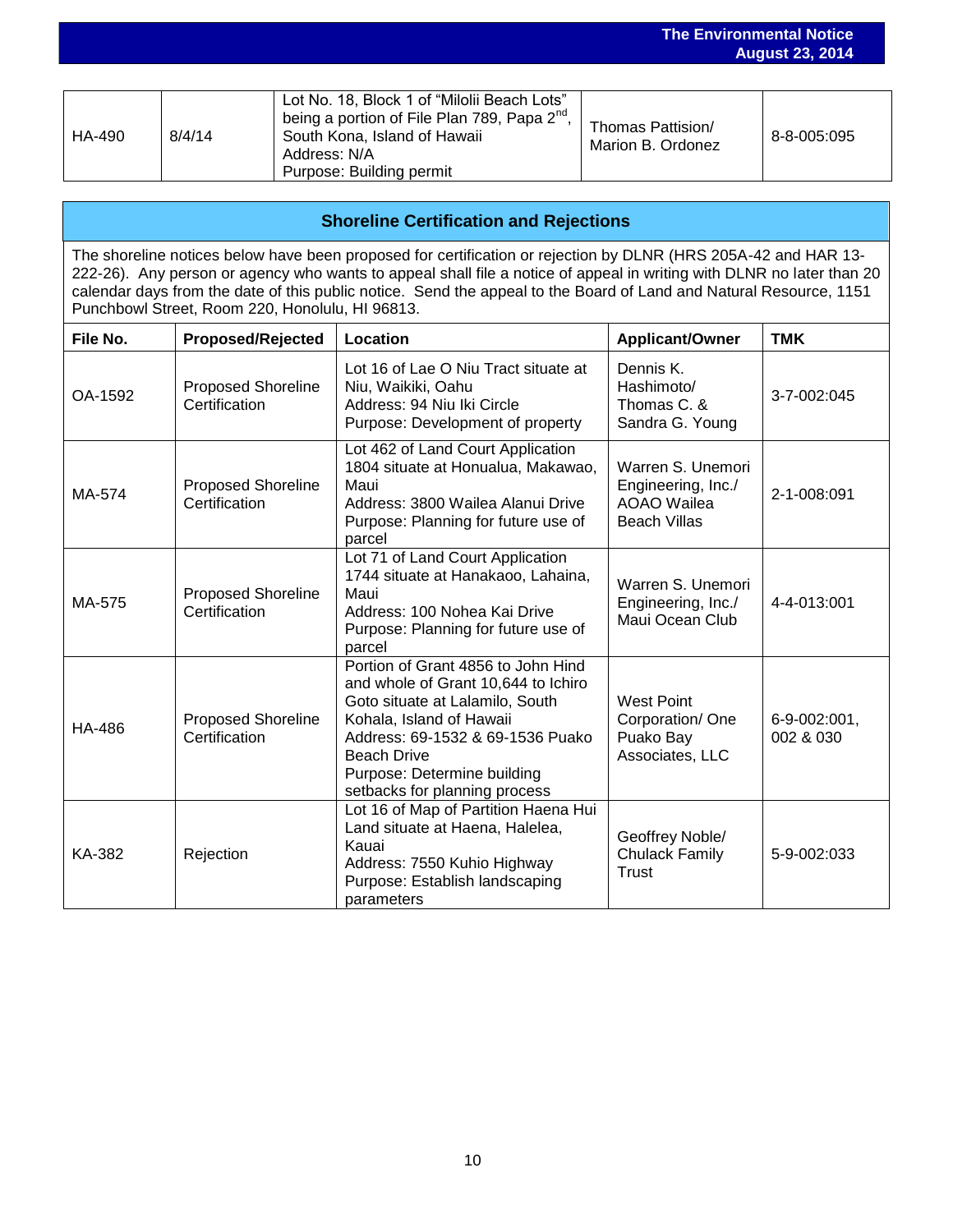| HA-490 | 8/4/14 | Lot No. 18, Block 1 of "Milolii Beach Lots" being a portion of File Plan 789, Papa 2nd, South Kona, Island of Hawaii<br>Address: N/A<br>Purpose: Building permit | Thomas Pattision/ Marion B. Ordonez | 8-8-005:095 |
|---|---|---|---|---|

## Shoreline Certification and Rejections

The shoreline notices below have been proposed for certification or rejection by DLNR (HRS 205A-42 and HAR 13-222-26). Any person or agency who wants to appeal shall file a notice of appeal in writing with DLNR no later than 20 calendar days from the date of this public notice. Send the appeal to the Board of Land and Natural Resource, 1151 Punchbowl Street, Room 220, Honolulu, HI 96813.

| File No. | Proposed/Rejected | Location | Applicant/Owner | TMK |
|---|---|---|---|---|
| OA-1592 | Proposed Shoreline Certification | Lot 16 of Lae O Niu Tract situate at Niu, Waikiki, Oahu<br>Address: 94 Niu Iki Circle<br>Purpose: Development of property | Dennis K. Hashimoto/ Thomas C. & Sandra G. Young | 3-7-002:045 |
| MA-574 | Proposed Shoreline Certification | Lot 462 of Land Court Application 1804 situate at Honualua, Makawao, Maui<br>Address: 3800 Wailea Alanui Drive<br>Purpose: Planning for future use of parcel | Warren S. Unemori Engineering, Inc./ AOAO Wailea Beach Villas | 2-1-008:091 |
| MA-575 | Proposed Shoreline Certification | Lot 71 of Land Court Application 1744 situate at Hanakaoo, Lahaina, Maui<br>Address: 100 Nohea Kai Drive<br>Purpose: Planning for future use of parcel | Warren S. Unemori Engineering, Inc./ Maui Ocean Club | 4-4-013:001 |
| HA-486 | Proposed Shoreline Certification | Portion of Grant 4856 to John Hind and whole of Grant 10,644 to Ichiro Goto situate at Lalamilo, South Kohala, Island of Hawaii<br>Address: 69-1532 & 69-1536 Puako Beach Drive<br>Purpose: Determine building setbacks for planning process | West Point Corporation/ One Puako Bay Associates, LLC | 6-9-002:001, 002 & 030 |
| KA-382 | Rejection | Lot 16 of Map of Partition Haena Hui Land situate at Haena, Halelea, Kauai<br>Address: 7550 Kuhio Highway<br>Purpose: Establish landscaping parameters | Geoffrey Noble/ Chulack Family Trust | 5-9-002:033 |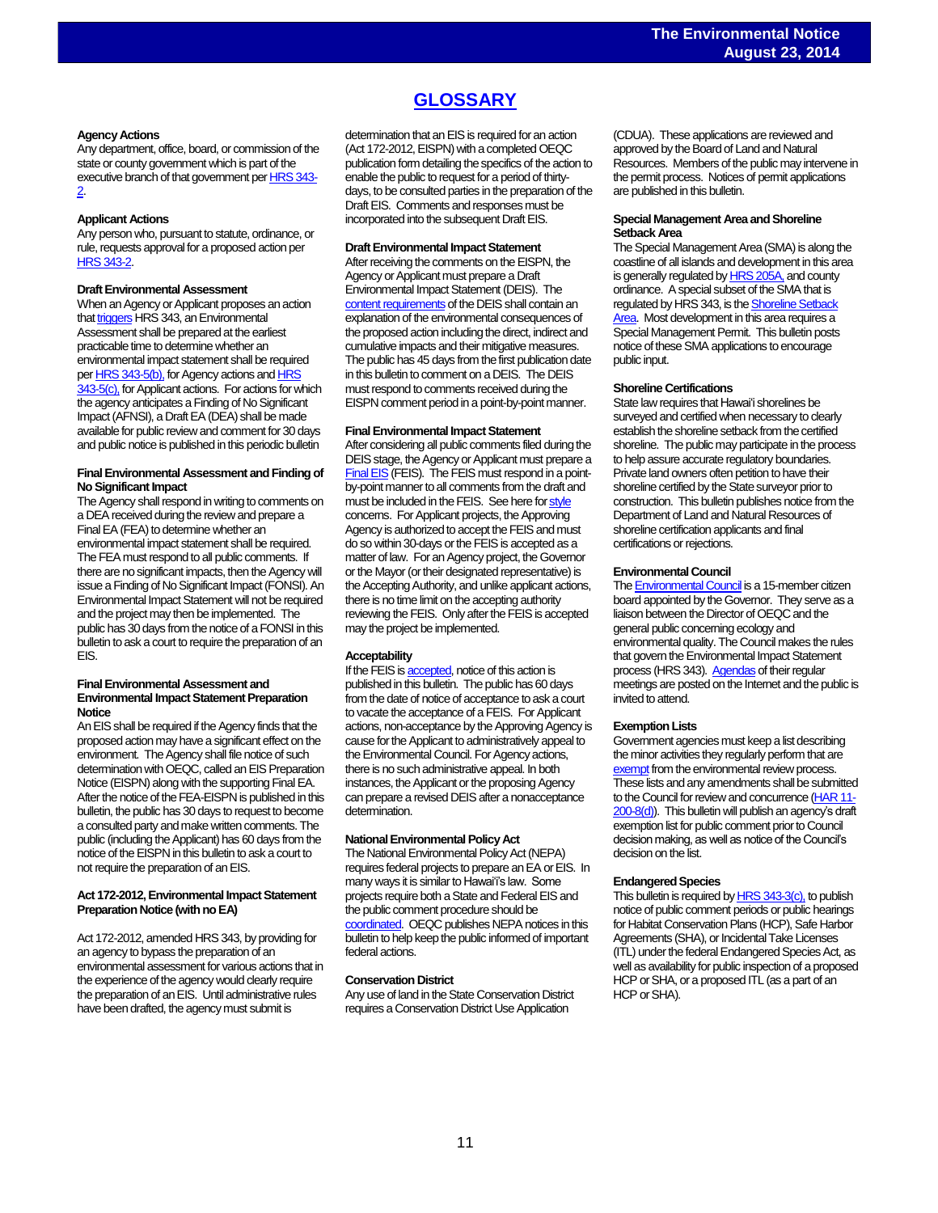# GLOSSARY

### Agency Actions

Any department, office, board, or commission of the state or county government which is part of the executive branch of that government per HRS 343-2.

### Applicant Actions

Any person who, pursuant to statute, ordinance, or rule, requests approval for a proposed action per HRS 343-2.

### Draft Environmental Assessment

When an Agency or Applicant proposes an action that triggers HRS 343, an Environmental Assessment shall be prepared at the earliest practicable time to determine whether an environmental impact statement shall be required per HRS 343-5(b), for Agency actions and HRS 343-5(c), for Applicant actions. For actions for which the agency anticipates a Finding of No Significant Impact (AFNSI), a Draft EA (DEA) shall be made available for public review and comment for 30 days and public notice is published in this periodic bulletin

### Final Environmental Assessment and Finding of No Significant Impact

The Agency shall respond in writing to comments on a DEA received during the review and prepare a Final EA (FEA) to determine whether an environmental impact statement shall be required. The FEA must respond to all public comments. If there are no significant impacts, then the Agency will issue a Finding of No Significant Impact (FONSI). An Environmental Impact Statement will not be required and the project may then be implemented. The public has 30 days from the notice of a FONSI in this bulletin to ask a court to require the preparation of an EIS.

### Final Environmental Assessment and Environmental Impact Statement Preparation Notice

An EIS shall be required if the Agency finds that the proposed action may have a significant effect on the environment. The Agency shall file notice of such determination with OEQC, called an EIS Preparation Notice (EISPN) along with the supporting Final EA. After the notice of the FEA-EISPN is published in this bulletin, the public has 30 days to request to become a consulted party and make written comments. The public (including the Applicant) has 60 days from the notice of the EISPN in this bulletin to ask a court to not require the preparation of an EIS.

### Act 172-2012, Environmental Impact Statement Preparation Notice (with no EA)

Act 172-2012, amended HRS 343, by providing for an agency to bypass the preparation of an environmental assessment for various actions that in the experience of the agency would clearly require the preparation of an EIS. Until administrative rules have been drafted, the agency must submit is determination that an EIS is required for an action (Act 172-2012, EISPN) with a completed OEQC publication form detailing the specifics of the action to enable the public to request for a period of thirty-days, to be consulted parties in the preparation of the Draft EIS. Comments and responses must be incorporated into the subsequent Draft EIS.

### Draft Environmental Impact Statement

After receiving the comments on the EISPN, the Agency or Applicant must prepare a Draft Environmental Impact Statement (DEIS). The content requirements of the DEIS shall contain an explanation of the environmental consequences of the proposed action including the direct, indirect and cumulative impacts and their mitigative measures. The public has 45 days from the first publication date in this bulletin to comment on a DEIS. The DEIS must respond to comments received during the EISPN comment period in a point-by-point manner.

### Final Environmental Impact Statement

After considering all public comments filed during the DEIS stage, the Agency or Applicant must prepare a Final EIS (FEIS). The FEIS must respond in a point-by-point manner to all comments from the draft and must be included in the FEIS. See here for style concerns. For Applicant projects, the Approving Agency is authorized to accept the FEIS and must do so within 30-days or the FEIS is accepted as a matter of law. For an Agency project, the Governor or the Mayor (or their designated representative) is the Accepting Authority, and unlike applicant actions, there is no time limit on the accepting authority reviewing the FEIS. Only after the FEIS is accepted may the project be implemented.

### Acceptability

If the FEIS is accepted, notice of this action is published in this bulletin. The public has 60 days from the date of notice of acceptance to ask a court to vacate the acceptance of a FEIS. For Applicant actions, non-acceptance by the Approving Agency is cause for the Applicant to administratively appeal to the Environmental Council. For Agency actions, there is no such administrative appeal. In both instances, the Applicant or the proposing Agency can prepare a revised DEIS after a nonacceptance determination.

### National Environmental Policy Act

The National Environmental Policy Act (NEPA) requires federal projects to prepare an EA or EIS. In many ways it is similar to Hawai'i's law. Some projects require both a State and Federal EIS and the public comment procedure should be coordinated. OEQC publishes NEPA notices in this bulletin to help keep the public informed of important federal actions.

### Conservation District

Any use of land in the State Conservation District requires a Conservation District Use Application (CDUA). These applications are reviewed and approved by the Board of Land and Natural Resources. Members of the public may intervene in the permit process. Notices of permit applications are published in this bulletin.

### Special Management Area and Shoreline Setback Area

The Special Management Area (SMA) is along the coastline of all islands and development in this area is generally regulated by HRS 205A, and county ordinance. A special subset of the SMA that is regulated by HRS 343, is the Shoreline Setback Area. Most development in this area requires a Special Management Permit. This bulletin posts notice of these SMA applications to encourage public input.

### Shoreline Certifications

State law requires that Hawai'i shorelines be surveyed and certified when necessary to clearly establish the shoreline setback from the certified shoreline. The public may participate in the process to help assure accurate regulatory boundaries. Private land owners often petition to have their shoreline certified by the State surveyor prior to construction. This bulletin publishes notice from the Department of Land and Natural Resources of shoreline certification applicants and final certifications or rejections.

### Environmental Council

The Environmental Council is a 15-member citizen board appointed by the Governor. They serve as a liaison between the Director of OEQC and the general public concerning ecology and environmental quality. The Council makes the rules that govern the Environmental Impact Statement process (HRS 343). Agendas of their regular meetings are posted on the Internet and the public is invited to attend.

### Exemption Lists

Government agencies must keep a list describing the minor activities they regularly perform that are exempt from the environmental review process. These lists and any amendments shall be submitted to the Council for review and concurrence (HAR 11-200-8(d)). This bulletin will publish an agency's draft exemption list for public comment prior to Council decision making, as well as notice of the Council's decision on the list.

### Endangered Species

This bulletin is required by HRS 343-3(c), to publish notice of public comment periods or public hearings for Habitat Conservation Plans (HCP), Safe Harbor Agreements (SHA), or Incidental Take Licenses (ITL) under the federal Endangered Species Act, as well as availability for public inspection of a proposed HCP or SHA, or a proposed ITL (as a part of an HCP or SHA).